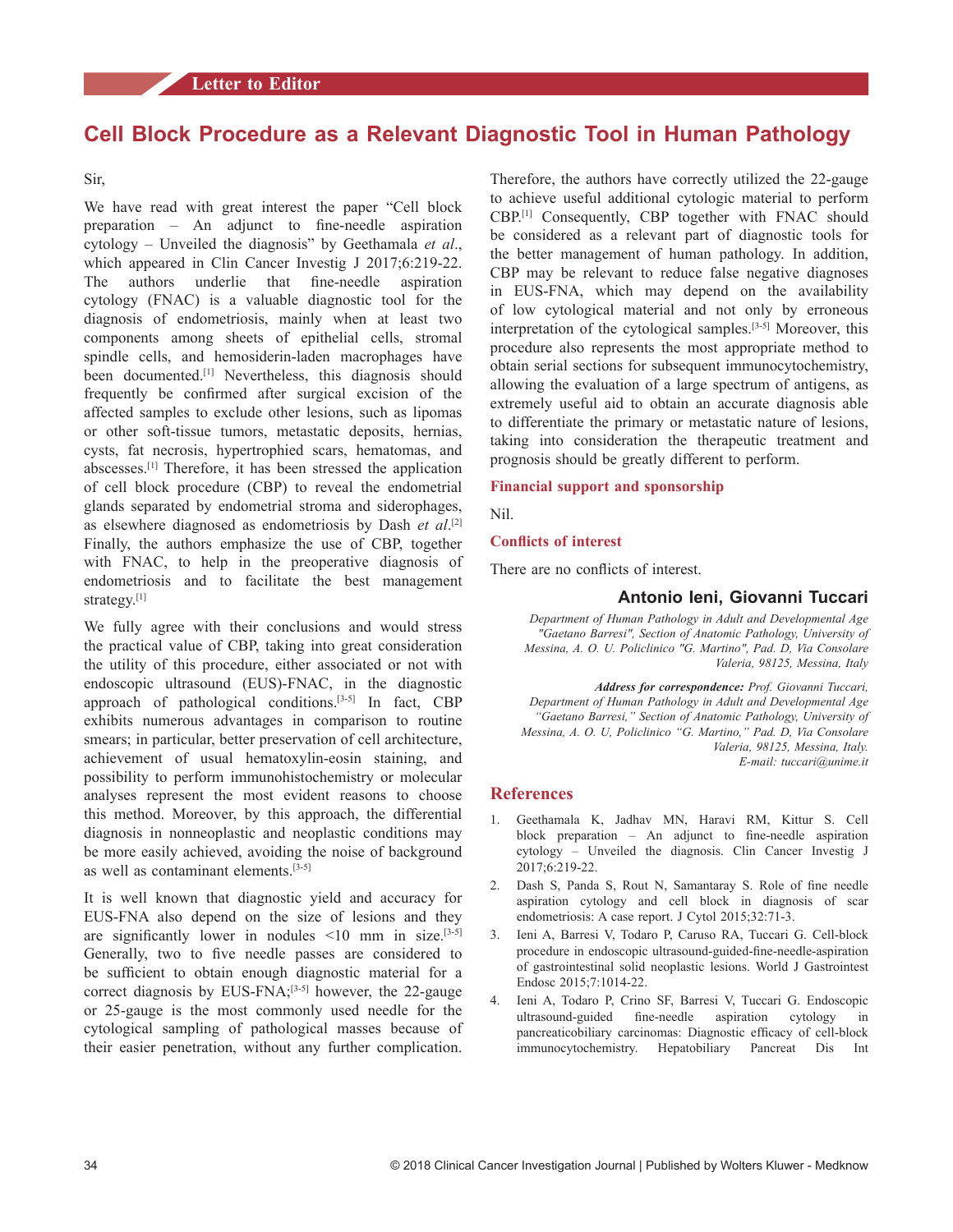Letter to Editor

# Cell Block Procedure as a Relevant Diagnostic Tool in Human Pathology

Sir,

We have read with great interest the paper "Cell block preparation – An adjunct to fine-needle aspiration cytology – Unveiled the diagnosis" by Geethamala *et al*., which appeared in Clin Cancer Investig J 2017;6:219-22. The authors underlie that fine-needle aspiration cytology (FNAC) is a valuable diagnostic tool for the diagnosis of endometriosis, mainly when at least two components among sheets of epithelial cells, stromal spindle cells, and hemosiderin-laden macrophages have been documented.[1] Nevertheless, this diagnosis should frequently be confirmed after surgical excision of the affected samples to exclude other lesions, such as lipomas or other soft-tissue tumors, metastatic deposits, hernias, cysts, fat necrosis, hypertrophied scars, hematomas, and abscesses.[1] Therefore, it has been stressed the application of cell block procedure (CBP) to reveal the endometrial glands separated by endometrial stroma and siderophages, as elsewhere diagnosed as endometriosis by Dash *et al*.[2] Finally, the authors emphasize the use of CBP, together with FNAC, to help in the preoperative diagnosis of endometriosis and to facilitate the best management strategy.[1]

We fully agree with their conclusions and would stress the practical value of CBP, taking into great consideration the utility of this procedure, either associated or not with endoscopic ultrasound (EUS)-FNAC, in the diagnostic approach of pathological conditions.[3-5] In fact, CBP exhibits numerous advantages in comparison to routine smears; in particular, better preservation of cell architecture, achievement of usual hematoxylin-eosin staining, and possibility to perform immunohistochemistry or molecular analyses represent the most evident reasons to choose this method. Moreover, by this approach, the differential diagnosis in nonneoplastic and neoplastic conditions may be more easily achieved, avoiding the noise of background as well as contaminant elements.[3-5]

It is well known that diagnostic yield and accuracy for EUS-FNA also depend on the size of lesions and they are significantly lower in nodules <10 mm in size.[3-5] Generally, two to five needle passes are considered to be sufficient to obtain enough diagnostic material for a correct diagnosis by EUS-FNA;[3-5] however, the 22-gauge or 25-gauge is the most commonly used needle for the cytological sampling of pathological masses because of their easier penetration, without any further complication. Therefore, the authors have correctly utilized the 22-gauge to achieve useful additional cytologic material to perform CBP.[1] Consequently, CBP together with FNAC should be considered as a relevant part of diagnostic tools for the better management of human pathology. In addition, CBP may be relevant to reduce false negative diagnoses in EUS-FNA, which may depend on the availability of low cytological material and not only by erroneous interpretation of the cytological samples.[3-5] Moreover, this procedure also represents the most appropriate method to obtain serial sections for subsequent immunocytochemistry, allowing the evaluation of a large spectrum of antigens, as extremely useful aid to obtain an accurate diagnosis able to differentiate the primary or metastatic nature of lesions, taking into consideration the therapeutic treatment and prognosis should be greatly different to perform.

## Financial support and sponsorship

Nil.

## Conflicts of interest

There are no conflicts of interest.

**Antonio Ieni, Giovanni Tuccari**

*Department of Human Pathology in Adult and Developmental Age "Gaetano Barresi", Section of Anatomic Pathology, University of Messina, A. O. U. Policlinico "G. Martino", Pad. D, Via Consolare Valeria, 98125, Messina, Italy*

***Address for correspondence:*** *Prof. Giovanni Tuccari, Department of Human Pathology in Adult and Developmental Age "Gaetano Barresi," Section of Anatomic Pathology, University of Messina, A. O. U, Policlinico "G. Martino," Pad. D, Via Consolare Valeria, 98125, Messina, Italy. E-mail: tuccari@unime.it*

## References

1. Geethamala K, Jadhav MN, Haravi RM, Kittur S. Cell block preparation – An adjunct to fine-needle aspiration cytology – Unveiled the diagnosis. Clin Cancer Investig J 2017;6:219-22.
2. Dash S, Panda S, Rout N, Samantaray S. Role of fine needle aspiration cytology and cell block in diagnosis of scar endometriosis: A case report. J Cytol 2015;32:71-3.
3. Ieni A, Barresi V, Todaro P, Caruso RA, Tuccari G. Cell-block procedure in endoscopic ultrasound-guided-fine-needle-aspiration of gastrointestinal solid neoplastic lesions. World J Gastrointest Endosc 2015;7:1014-22.
4. Ieni A, Todaro P, Crino SF, Barresi V, Tuccari G. Endoscopic ultrasound-guided fine-needle aspiration cytology in pancreaticobiliary carcinomas: Diagnostic efficacy of cell-block immunocytochemistry. Hepatobiliary Pancreat Dis Int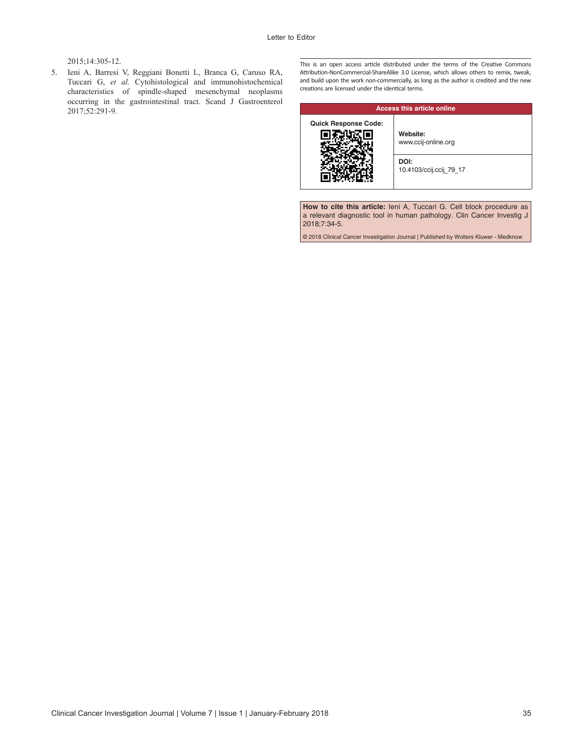2015;14:305-12.

5. Ieni A, Barresi V, Reggiani Bonetti L, Branca G, Caruso RA, Tuccari G, *et al.* Cytohistological and immunohistochemical characteristics of spindle-shaped mesenchymal neoplasms occurring in the gastrointestinal tract. Scand J Gastroenterol 2017;52:291-9.

This is an open access article distributed under the terms of the Creative Commons Attribution-NonCommercial-ShareAlike 3.0 License, which allows others to remix, tweak, and build upon the work non-commercially, as long as the author is credited and the new creations are licensed under the identical terms.

| Access this article online | |
|---|---|
| Quick Response Code: | **Website:** www.ccij-online.org |
| | **DOI:** 10.4103/ccij.ccij_79_17 |

**How to cite this article:** Ieni A, Tuccari G. Cell block procedure as a relevant diagnostic tool in human pathology. Clin Cancer Investig J 2018;7:34-5.

© 2018 Clinical Cancer Investigation Journal | Published by Wolters Kluwer - Medknow